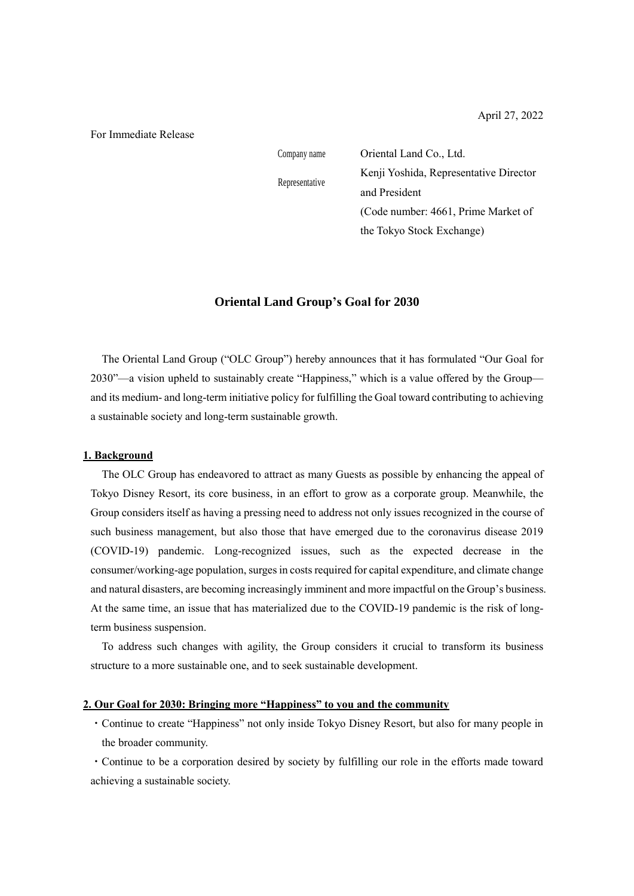April 27, 2022

For Immediate Release

| | |
|---|---|
| Company name | Oriental Land Co., Ltd. |
| Representative | Kenji Yoshida, Representative Director and President (Code number: 4661, Prime Market of the Tokyo Stock Exchange) |

# Oriental Land Group's Goal for 2030

The Oriental Land Group ("OLC Group") hereby announces that it has formulated "Our Goal for 2030"—a vision upheld to sustainably create "Happiness," which is a value offered by the Group—and its medium- and long-term initiative policy for fulfilling the Goal toward contributing to achieving a sustainable society and long-term sustainable growth.

## 1. Background

The OLC Group has endeavored to attract as many Guests as possible by enhancing the appeal of Tokyo Disney Resort, its core business, in an effort to grow as a corporate group. Meanwhile, the Group considers itself as having a pressing need to address not only issues recognized in the course of such business management, but also those that have emerged due to the coronavirus disease 2019 (COVID-19) pandemic. Long-recognized issues, such as the expected decrease in the consumer/working-age population, surges in costs required for capital expenditure, and climate change and natural disasters, are becoming increasingly imminent and more impactful on the Group's business. At the same time, an issue that has materialized due to the COVID-19 pandemic is the risk of long-term business suspension.

To address such changes with agility, the Group considers it crucial to transform its business structure to a more sustainable one, and to seek sustainable development.

## 2. Our Goal for 2030: Bringing more "Happiness" to you and the community

- Continue to create "Happiness" not only inside Tokyo Disney Resort, but also for many people in the broader community.
- Continue to be a corporation desired by society by fulfilling our role in the efforts made toward achieving a sustainable society.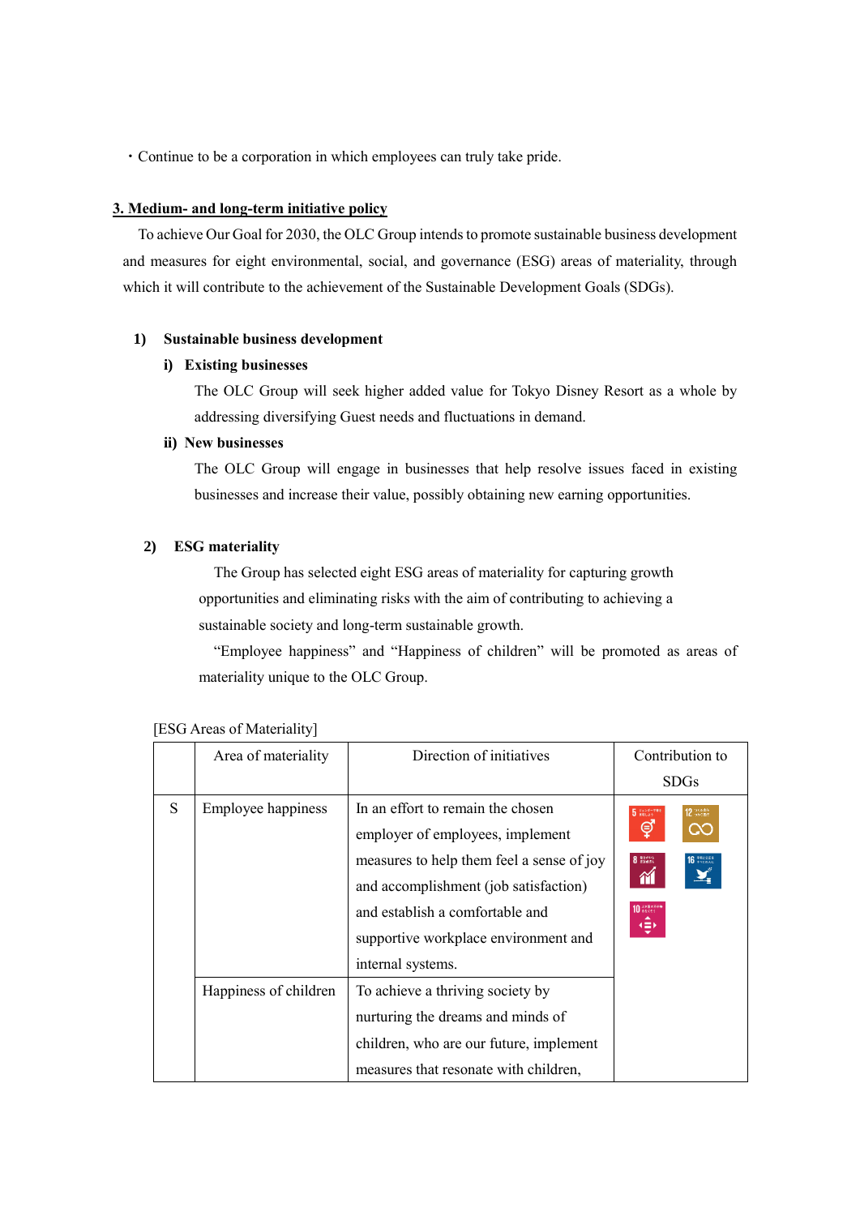・Continue to be a corporation in which employees can truly take pride.

## 3. Medium- and long-term initiative policy

To achieve Our Goal for 2030, the OLC Group intends to promote sustainable business development and measures for eight environmental, social, and governance (ESG) areas of materiality, through which it will contribute to the achievement of the Sustainable Development Goals (SDGs).

### 1) Sustainable business development

#### i) Existing businesses

The OLC Group will seek higher added value for Tokyo Disney Resort as a whole by addressing diversifying Guest needs and fluctuations in demand.

#### ii) New businesses

The OLC Group will engage in businesses that help resolve issues faced in existing businesses and increase their value, possibly obtaining new earning opportunities.

### 2) ESG materiality

The Group has selected eight ESG areas of materiality for capturing growth opportunities and eliminating risks with the aim of contributing to achieving a sustainable society and long-term sustainable growth.

"Employee happiness" and "Happiness of children" will be promoted as areas of materiality unique to the OLC Group.

[ESG Areas of Materiality]

| | Area of materiality | Direction of initiatives | Contribution to SDGs |
|---|---|---|---|
| S | Employee happiness | In an effort to remain the chosen employer of employees, implement measures to help them feel a sense of joy and accomplishment (job satisfaction) and establish a comfortable and supportive workplace environment and internal systems. | 5, 12, 8, 16, 10 |
| | Happiness of children | To achieve a thriving society by nurturing the dreams and minds of children, who are our future, implement measures that resonate with children, | |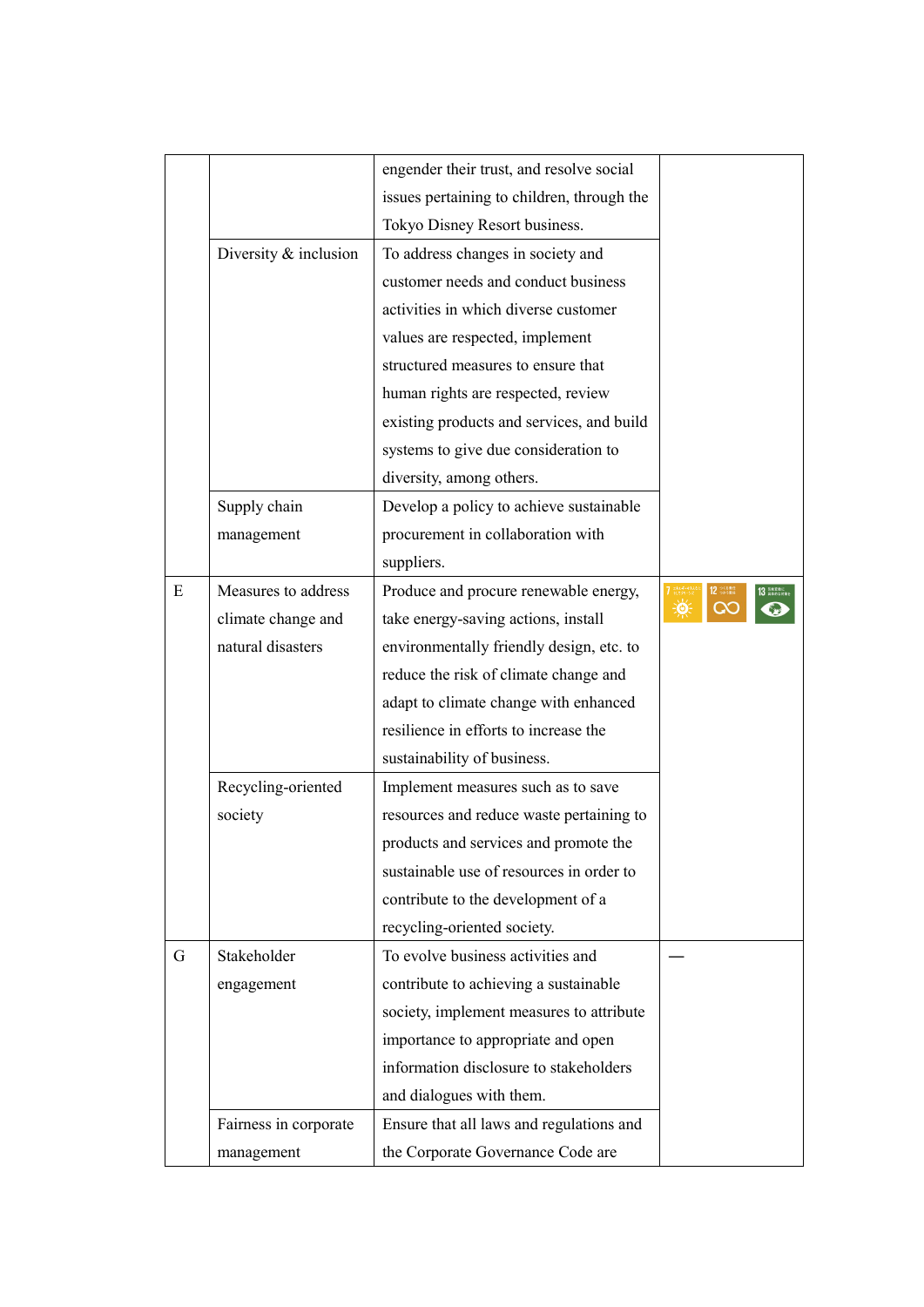| | | | |
|---|---|---|---|
| | | engender their trust, and resolve social issues pertaining to children, through the Tokyo Disney Resort business. | |
| | Diversity & inclusion | To address changes in society and customer needs and conduct business activities in which diverse customer values are respected, implement structured measures to ensure that human rights are respected, review existing products and services, and build systems to give due consideration to diversity, among others. | |
| | Supply chain management | Develop a policy to achieve sustainable procurement in collaboration with suppliers. | |
| E | Measures to address climate change and natural disasters | Produce and procure renewable energy, take energy-saving actions, install environmentally friendly design, etc. to reduce the risk of climate change and adapt to climate change with enhanced resilience in efforts to increase the sustainability of business. | 7 12 13 |
| | Recycling-oriented society | Implement measures such as to save resources and reduce waste pertaining to products and services and promote the sustainable use of resources in order to contribute to the development of a recycling-oriented society. | |
| G | Stakeholder engagement | To evolve business activities and contribute to achieving a sustainable society, implement measures to attribute importance to appropriate and open information disclosure to stakeholders and dialogues with them. | — |
| | Fairness in corporate management | Ensure that all laws and regulations and the Corporate Governance Code are | |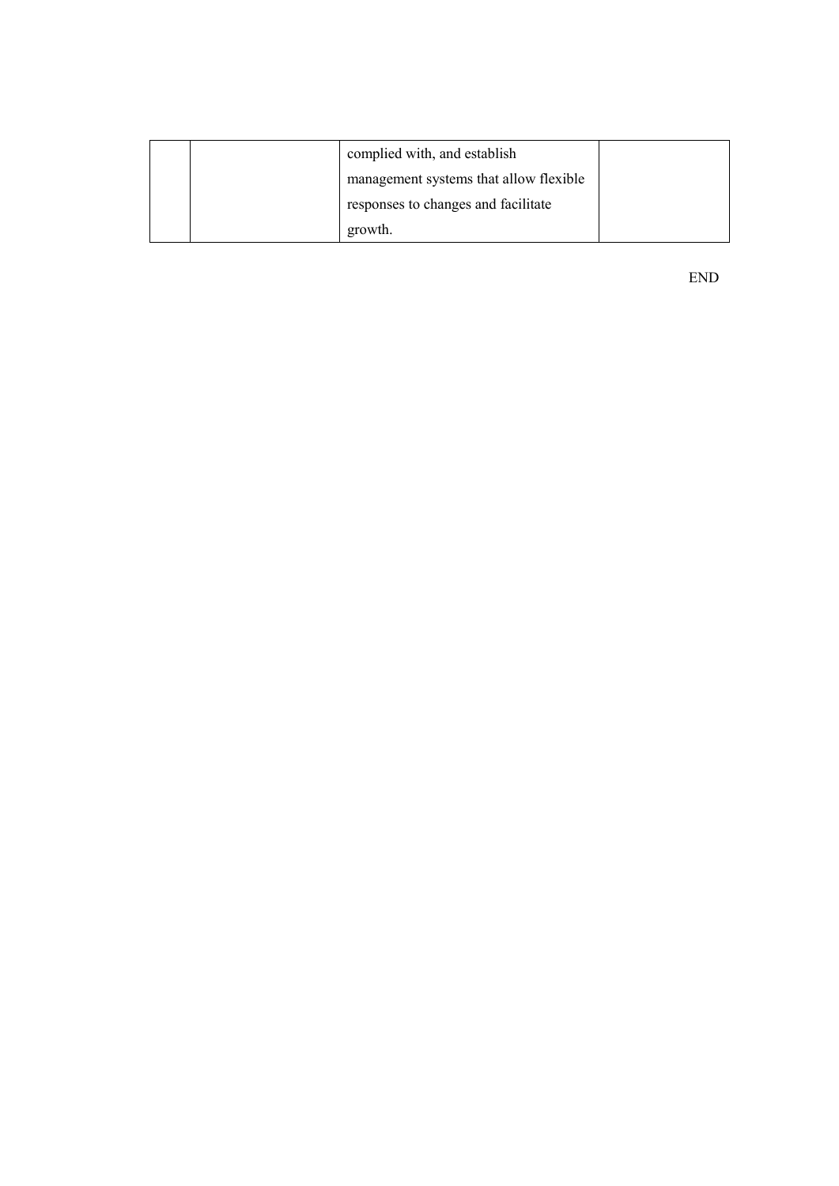| | | | |
|---|---|---|---|
| | | complied with, and establish management systems that allow flexible responses to changes and facilitate growth. | |

END